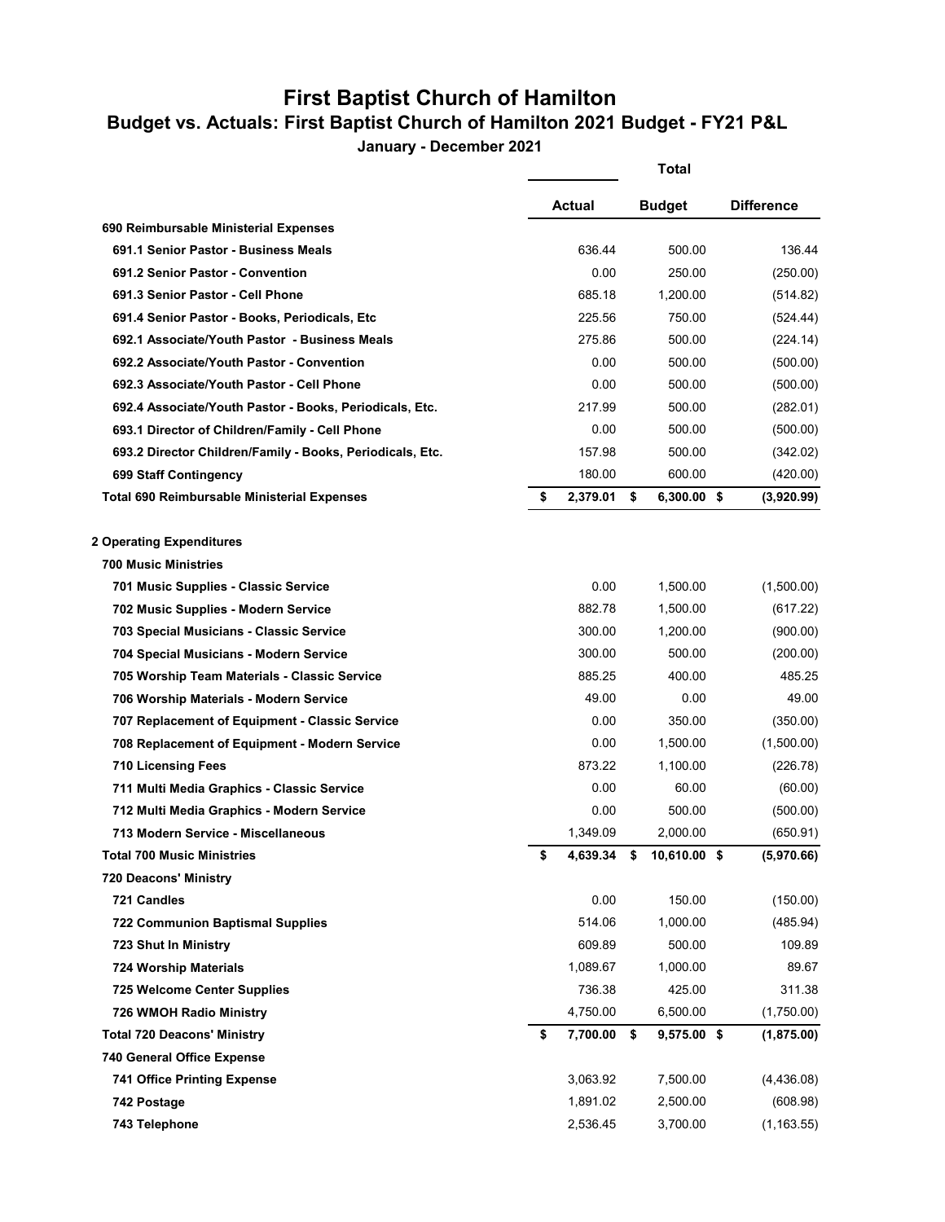# First Baptist Church of Hamilton

## Budget vs. Actuals: First Baptist Church of Hamilton 2021 Budget - FY21 P&L

### January - December 2021

| | Total | | |
|---|---|---|---|
| | Actual | Budget | Difference |
| **690 Reimbursable Ministerial Expenses** | | | |
| **691.1 Senior Pastor - Business Meals** | 636.44 | 500.00 | 136.44 |
| **691.2 Senior Pastor - Convention** | 0.00 | 250.00 | (250.00) |
| **691.3 Senior Pastor - Cell Phone** | 685.18 | 1,200.00 | (514.82) |
| **691.4 Senior Pastor - Books, Periodicals, Etc** | 225.56 | 750.00 | (524.44) |
| **692.1 Associate/Youth Pastor - Business Meals** | 275.86 | 500.00 | (224.14) |
| **692.2 Associate/Youth Pastor - Convention** | 0.00 | 500.00 | (500.00) |
| **692.3 Associate/Youth Pastor - Cell Phone** | 0.00 | 500.00 | (500.00) |
| **692.4 Associate/Youth Pastor - Books, Periodicals, Etc.** | 217.99 | 500.00 | (282.01) |
| **693.1 Director of Children/Family - Cell Phone** | 0.00 | 500.00 | (500.00) |
| **693.2 Director Children/Family - Books, Periodicals, Etc.** | 157.98 | 500.00 | (342.02) |
| **699 Staff Contingency** | 180.00 | 600.00 | (420.00) |
| **Total 690 Reimbursable Ministerial Expenses** | **$ 2,379.01** | **$ 6,300.00** | **$ (3,920.99)** |
| | | | |
| **2 Operating Expenditures** | | | |
| **700 Music Ministries** | | | |
| **701 Music Supplies - Classic Service** | 0.00 | 1,500.00 | (1,500.00) |
| **702 Music Supplies - Modern Service** | 882.78 | 1,500.00 | (617.22) |
| **703 Special Musicians - Classic Service** | 300.00 | 1,200.00 | (900.00) |
| **704 Special Musicians - Modern Service** | 300.00 | 500.00 | (200.00) |
| **705 Worship Team Materials - Classic Service** | 885.25 | 400.00 | 485.25 |
| **706 Worship Materials - Modern Service** | 49.00 | 0.00 | 49.00 |
| **707 Replacement of Equipment - Classic Service** | 0.00 | 350.00 | (350.00) |
| **708 Replacement of Equipment - Modern Service** | 0.00 | 1,500.00 | (1,500.00) |
| **710 Licensing Fees** | 873.22 | 1,100.00 | (226.78) |
| **711 Multi Media Graphics - Classic Service** | 0.00 | 60.00 | (60.00) |
| **712 Multi Media Graphics - Modern Service** | 0.00 | 500.00 | (500.00) |
| **713 Modern Service - Miscellaneous** | 1,349.09 | 2,000.00 | (650.91) |
| **Total 700 Music Ministries** | **$ 4,639.34** | **$ 10,610.00** | **$ (5,970.66)** |
| **720 Deacons' Ministry** | | | |
| **721 Candles** | 0.00 | 150.00 | (150.00) |
| **722 Communion Baptismal Supplies** | 514.06 | 1,000.00 | (485.94) |
| **723 Shut In Ministry** | 609.89 | 500.00 | 109.89 |
| **724 Worship Materials** | 1,089.67 | 1,000.00 | 89.67 |
| **725 Welcome Center Supplies** | 736.38 | 425.00 | 311.38 |
| **726 WMOH Radio Ministry** | 4,750.00 | 6,500.00 | (1,750.00) |
| **Total 720 Deacons' Ministry** | **$ 7,700.00** | **$ 9,575.00** | **$ (1,875.00)** |
| **740 General Office Expense** | | | |
| **741 Office Printing Expense** | 3,063.92 | 7,500.00 | (4,436.08) |
| **742 Postage** | 1,891.02 | 2,500.00 | (608.98) |
| **743 Telephone** | 2,536.45 | 3,700.00 | (1,163.55) |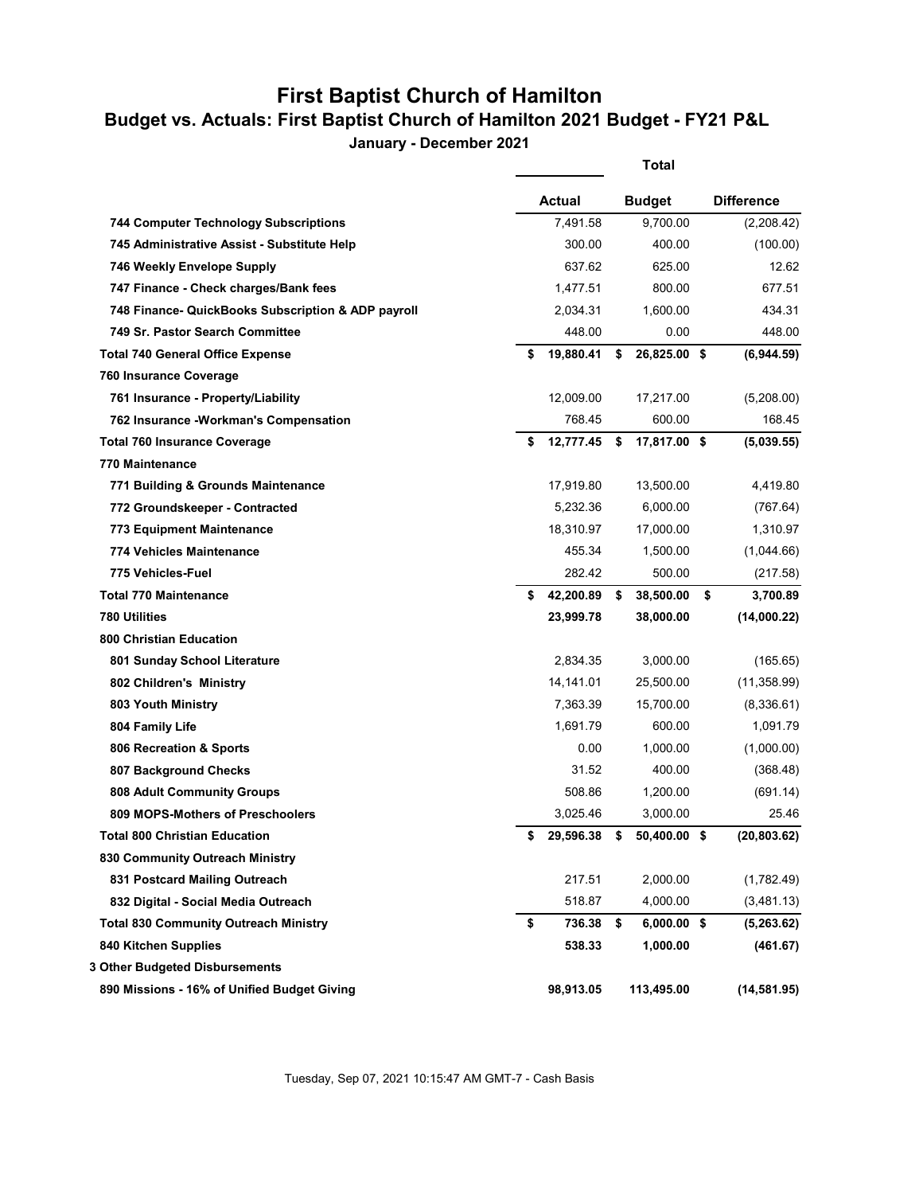# First Baptist Church of Hamilton

## Budget vs. Actuals: First Baptist Church of Hamilton 2021 Budget - FY21 P&L

### January - December 2021

| | Total | | |
|---|---|---|---|
| | Actual | Budget | Difference |
| **744 Computer Technology Subscriptions** | 7,491.58 | 9,700.00 | (2,208.42) |
| **745 Administrative Assist - Substitute Help** | 300.00 | 400.00 | (100.00) |
| **746 Weekly Envelope Supply** | 637.62 | 625.00 | 12.62 |
| **747 Finance - Check charges/Bank fees** | 1,477.51 | 800.00 | 677.51 |
| **748 Finance- QuickBooks Subscription & ADP payroll** | 2,034.31 | 1,600.00 | 434.31 |
| **749 Sr. Pastor Search Committee** | 448.00 | 0.00 | 448.00 |
| **Total 740 General Office Expense** | **$ 19,880.41** | **$ 26,825.00** | **$ (6,944.59)** |
| **760 Insurance Coverage** | | | |
| **761 Insurance - Property/Liability** | 12,009.00 | 17,217.00 | (5,208.00) |
| **762 Insurance -Workman's Compensation** | 768.45 | 600.00 | 168.45 |
| **Total 760 Insurance Coverage** | **$ 12,777.45** | **$ 17,817.00** | **$ (5,039.55)** |
| **770 Maintenance** | | | |
| **771 Building & Grounds Maintenance** | 17,919.80 | 13,500.00 | 4,419.80 |
| **772 Groundskeeper - Contracted** | 5,232.36 | 6,000.00 | (767.64) |
| **773 Equipment Maintenance** | 18,310.97 | 17,000.00 | 1,310.97 |
| **774 Vehicles Maintenance** | 455.34 | 1,500.00 | (1,044.66) |
| **775 Vehicles-Fuel** | 282.42 | 500.00 | (217.58) |
| **Total 770 Maintenance** | **$ 42,200.89** | **$ 38,500.00** | **$ 3,700.89** |
| **780 Utilities** | **23,999.78** | **38,000.00** | **(14,000.22)** |
| **800 Christian Education** | | | |
| **801 Sunday School Literature** | 2,834.35 | 3,000.00 | (165.65) |
| **802 Children's Ministry** | 14,141.01 | 25,500.00 | (11,358.99) |
| **803 Youth Ministry** | 7,363.39 | 15,700.00 | (8,336.61) |
| **804 Family Life** | 1,691.79 | 600.00 | 1,091.79 |
| **806 Recreation & Sports** | 0.00 | 1,000.00 | (1,000.00) |
| **807 Background Checks** | 31.52 | 400.00 | (368.48) |
| **808 Adult Community Groups** | 508.86 | 1,200.00 | (691.14) |
| **809 MOPS-Mothers of Preschoolers** | 3,025.46 | 3,000.00 | 25.46 |
| **Total 800 Christian Education** | **$ 29,596.38** | **$ 50,400.00** | **$ (20,803.62)** |
| **830 Community Outreach Ministry** | | | |
| **831 Postcard Mailing Outreach** | 217.51 | 2,000.00 | (1,782.49) |
| **832 Digital - Social Media Outreach** | 518.87 | 4,000.00 | (3,481.13) |
| **Total 830 Community Outreach Ministry** | **$ 736.38** | **$ 6,000.00** | **$ (5,263.62)** |
| **840 Kitchen Supplies** | **538.33** | **1,000.00** | **(461.67)** |
| **3 Other Budgeted Disbursements** | | | |
| **890 Missions - 16% of Unified Budget Giving** | **98,913.05** | **113,495.00** | **(14,581.95)** |

Tuesday, Sep 07, 2021 10:15:47 AM GMT-7 - Cash Basis